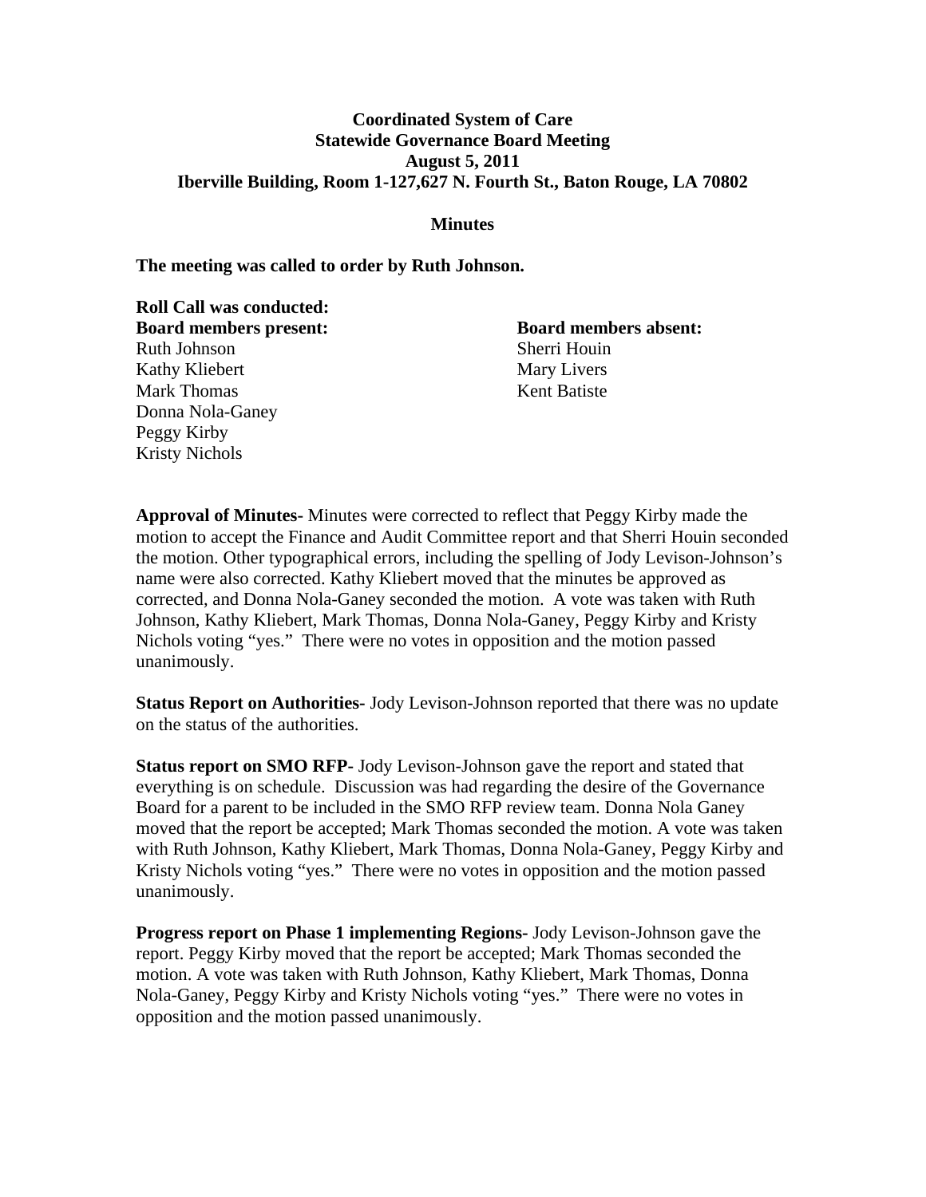**Coordinated System of Care**
**Statewide Governance Board Meeting**
**August 5, 2011**
**Iberville Building, Room 1-127,627 N. Fourth St., Baton Rouge, LA 70802**

**Minutes**

**The meeting was called to order by Ruth Johnson.**

**Roll Call was conducted:**

| **Board members present:** | **Board members absent:** |
|---|---|
| Ruth Johnson | Sherri Houin |
| Kathy Kliebert | Mary Livers |
| Mark Thomas | Kent Batiste |
| Donna Nola-Ganey | |
| Peggy Kirby | |
| Kristy Nichols | |

**Approval of Minutes-** Minutes were corrected to reflect that Peggy Kirby made the motion to accept the Finance and Audit Committee report and that Sherri Houin seconded the motion. Other typographical errors, including the spelling of Jody Levison-Johnson's name were also corrected. Kathy Kliebert moved that the minutes be approved as corrected, and Donna Nola-Ganey seconded the motion. A vote was taken with Ruth Johnson, Kathy Kliebert, Mark Thomas, Donna Nola-Ganey, Peggy Kirby and Kristy Nichols voting "yes." There were no votes in opposition and the motion passed unanimously.

**Status Report on Authorities-** Jody Levison-Johnson reported that there was no update on the status of the authorities.

**Status report on SMO RFP-** Jody Levison-Johnson gave the report and stated that everything is on schedule. Discussion was had regarding the desire of the Governance Board for a parent to be included in the SMO RFP review team. Donna Nola Ganey moved that the report be accepted; Mark Thomas seconded the motion. A vote was taken with Ruth Johnson, Kathy Kliebert, Mark Thomas, Donna Nola-Ganey, Peggy Kirby and Kristy Nichols voting "yes." There were no votes in opposition and the motion passed unanimously.

**Progress report on Phase 1 implementing Regions-** Jody Levison-Johnson gave the report. Peggy Kirby moved that the report be accepted; Mark Thomas seconded the motion. A vote was taken with Ruth Johnson, Kathy Kliebert, Mark Thomas, Donna Nola-Ganey, Peggy Kirby and Kristy Nichols voting "yes." There were no votes in opposition and the motion passed unanimously.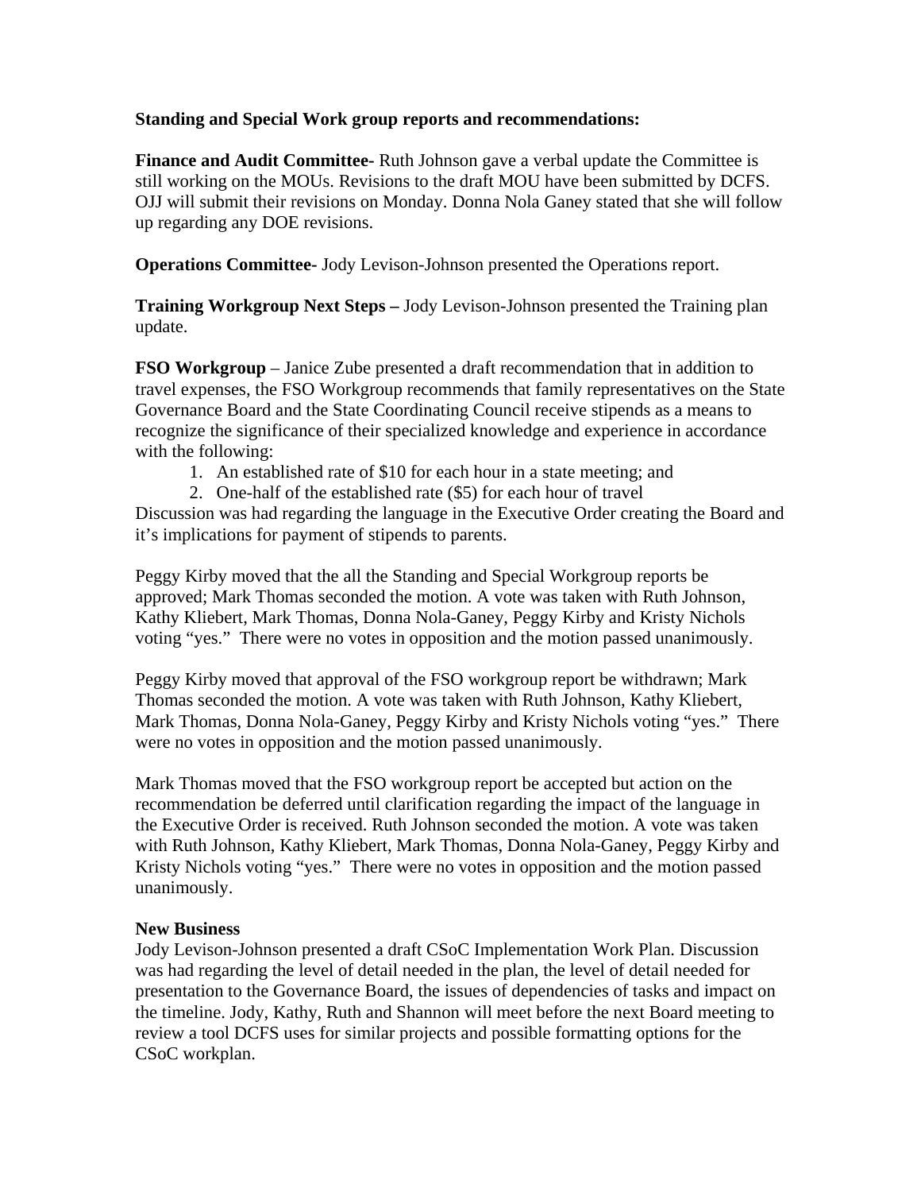**Standing and Special Work group reports and recommendations:**

**Finance and Audit Committee-** Ruth Johnson gave a verbal update the Committee is still working on the MOUs. Revisions to the draft MOU have been submitted by DCFS. OJJ will submit their revisions on Monday. Donna Nola Ganey stated that she will follow up regarding any DOE revisions.

**Operations Committee-** Jody Levison-Johnson presented the Operations report.

**Training Workgroup Next Steps –** Jody Levison-Johnson presented the Training plan update.

**FSO Workgroup** – Janice Zube presented a draft recommendation that in addition to travel expenses, the FSO Workgroup recommends that family representatives on the State Governance Board and the State Coordinating Council receive stipends as a means to recognize the significance of their specialized knowledge and experience in accordance with the following:

1. An established rate of $10 for each hour in a state meeting; and
2. One-half of the established rate ($5) for each hour of travel

Discussion was had regarding the language in the Executive Order creating the Board and it's implications for payment of stipends to parents.

Peggy Kirby moved that the all the Standing and Special Workgroup reports be approved; Mark Thomas seconded the motion. A vote was taken with Ruth Johnson, Kathy Kliebert, Mark Thomas, Donna Nola-Ganey, Peggy Kirby and Kristy Nichols voting "yes." There were no votes in opposition and the motion passed unanimously.

Peggy Kirby moved that approval of the FSO workgroup report be withdrawn; Mark Thomas seconded the motion. A vote was taken with Ruth Johnson, Kathy Kliebert, Mark Thomas, Donna Nola-Ganey, Peggy Kirby and Kristy Nichols voting "yes." There were no votes in opposition and the motion passed unanimously.

Mark Thomas moved that the FSO workgroup report be accepted but action on the recommendation be deferred until clarification regarding the impact of the language in the Executive Order is received. Ruth Johnson seconded the motion. A vote was taken with Ruth Johnson, Kathy Kliebert, Mark Thomas, Donna Nola-Ganey, Peggy Kirby and Kristy Nichols voting "yes." There were no votes in opposition and the motion passed unanimously.

**New Business**

Jody Levison-Johnson presented a draft CSoC Implementation Work Plan. Discussion was had regarding the level of detail needed in the plan, the level of detail needed for presentation to the Governance Board, the issues of dependencies of tasks and impact on the timeline. Jody, Kathy, Ruth and Shannon will meet before the next Board meeting to review a tool DCFS uses for similar projects and possible formatting options for the CSoC workplan.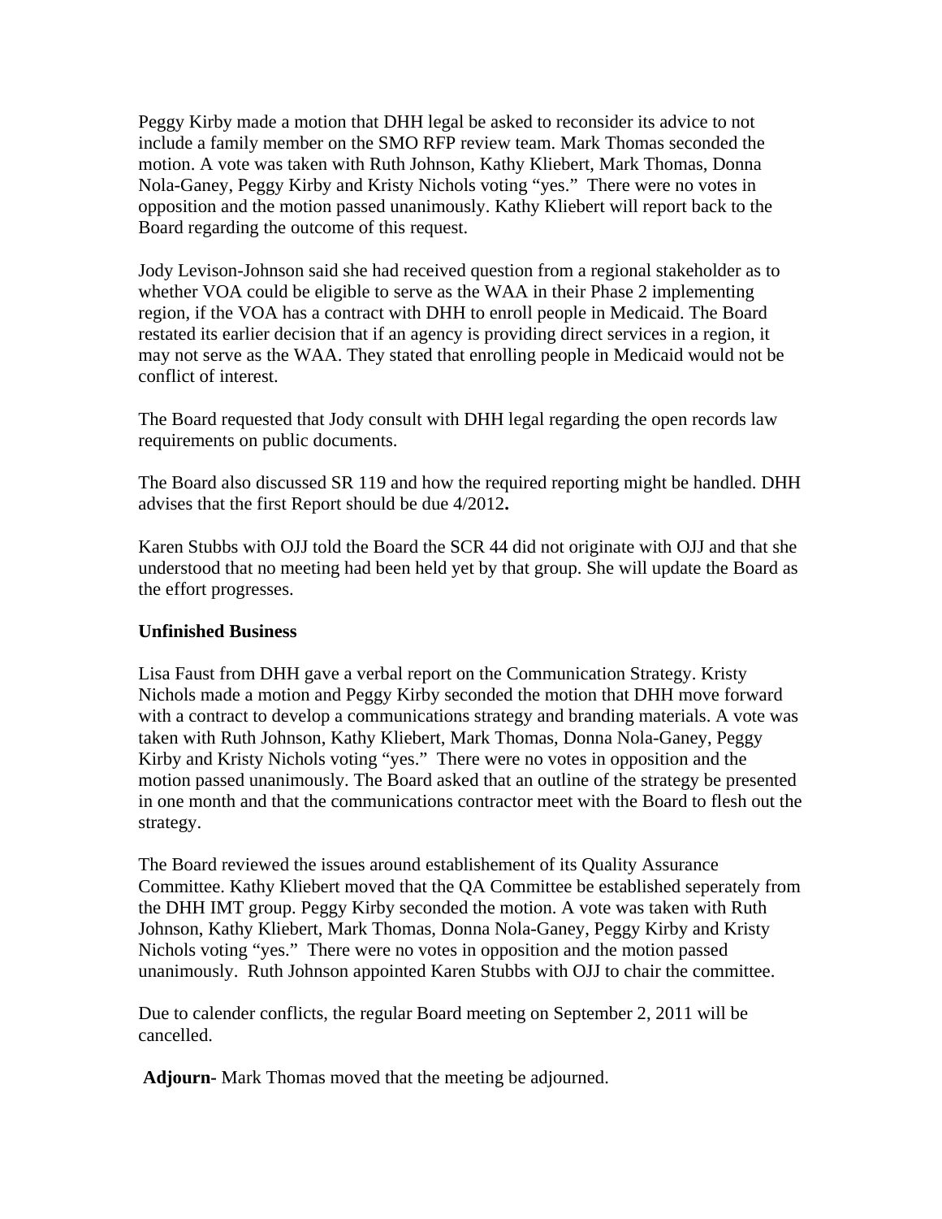Peggy Kirby made a motion that DHH legal be asked to reconsider its advice to not include a family member on the SMO RFP review team. Mark Thomas seconded the motion. A vote was taken with Ruth Johnson, Kathy Kliebert, Mark Thomas, Donna Nola-Ganey, Peggy Kirby and Kristy Nichols voting "yes." There were no votes in opposition and the motion passed unanimously. Kathy Kliebert will report back to the Board regarding the outcome of this request.

Jody Levison-Johnson said she had received question from a regional stakeholder as to whether VOA could be eligible to serve as the WAA in their Phase 2 implementing region, if the VOA has a contract with DHH to enroll people in Medicaid. The Board restated its earlier decision that if an agency is providing direct services in a region, it may not serve as the WAA. They stated that enrolling people in Medicaid would not be conflict of interest.

The Board requested that Jody consult with DHH legal regarding the open records law requirements on public documents.

The Board also discussed SR 119 and how the required reporting might be handled. DHH advises that the first Report should be due 4/2012**.**

Karen Stubbs with OJJ told the Board the SCR 44 did not originate with OJJ and that she understood that no meeting had been held yet by that group. She will update the Board as the effort progresses.

**Unfinished Business**

Lisa Faust from DHH gave a verbal report on the Communication Strategy. Kristy Nichols made a motion and Peggy Kirby seconded the motion that DHH move forward with a contract to develop a communications strategy and branding materials. A vote was taken with Ruth Johnson, Kathy Kliebert, Mark Thomas, Donna Nola-Ganey, Peggy Kirby and Kristy Nichols voting "yes." There were no votes in opposition and the motion passed unanimously. The Board asked that an outline of the strategy be presented in one month and that the communications contractor meet with the Board to flesh out the strategy.

The Board reviewed the issues around establishement of its Quality Assurance Committee. Kathy Kliebert moved that the QA Committee be established seperately from the DHH IMT group. Peggy Kirby seconded the motion. A vote was taken with Ruth Johnson, Kathy Kliebert, Mark Thomas, Donna Nola-Ganey, Peggy Kirby and Kristy Nichols voting "yes." There were no votes in opposition and the motion passed unanimously. Ruth Johnson appointed Karen Stubbs with OJJ to chair the committee.

Due to calender conflicts, the regular Board meeting on September 2, 2011 will be cancelled.

**Adjourn**- Mark Thomas moved that the meeting be adjourned.